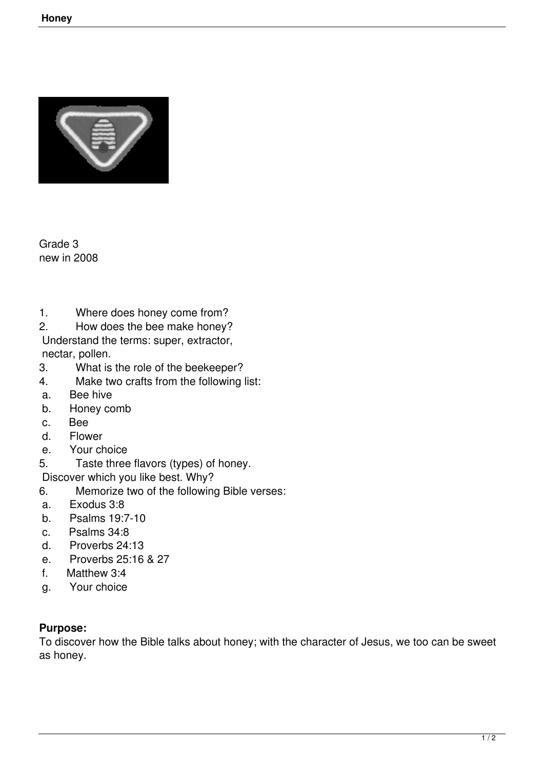Grade 3
new in 2008

1. Where does honey come from?
2. How does the bee make honey?
   Understand the terms: super, extractor, nectar, pollen.
3. What is the role of the beekeeper?
4. Make two crafts from the following list:
   a. Bee hive
   b. Honey comb
   c. Bee
   d. Flower
   e. Your choice
5. Taste three flavors (types) of honey.
   Discover which you like best. Why?
6. Memorize two of the following Bible verses:
   a. Exodus 3:8
   b. Psalms 19:7-10
   c. Psalms 34:8
   d. Proverbs 24:13
   e. Proverbs 25:16 & 27
   f. Matthew 3:4
   g. Your choice

**Purpose:**
To discover how the Bible talks about honey; with the character of Jesus, we too can be sweet as honey.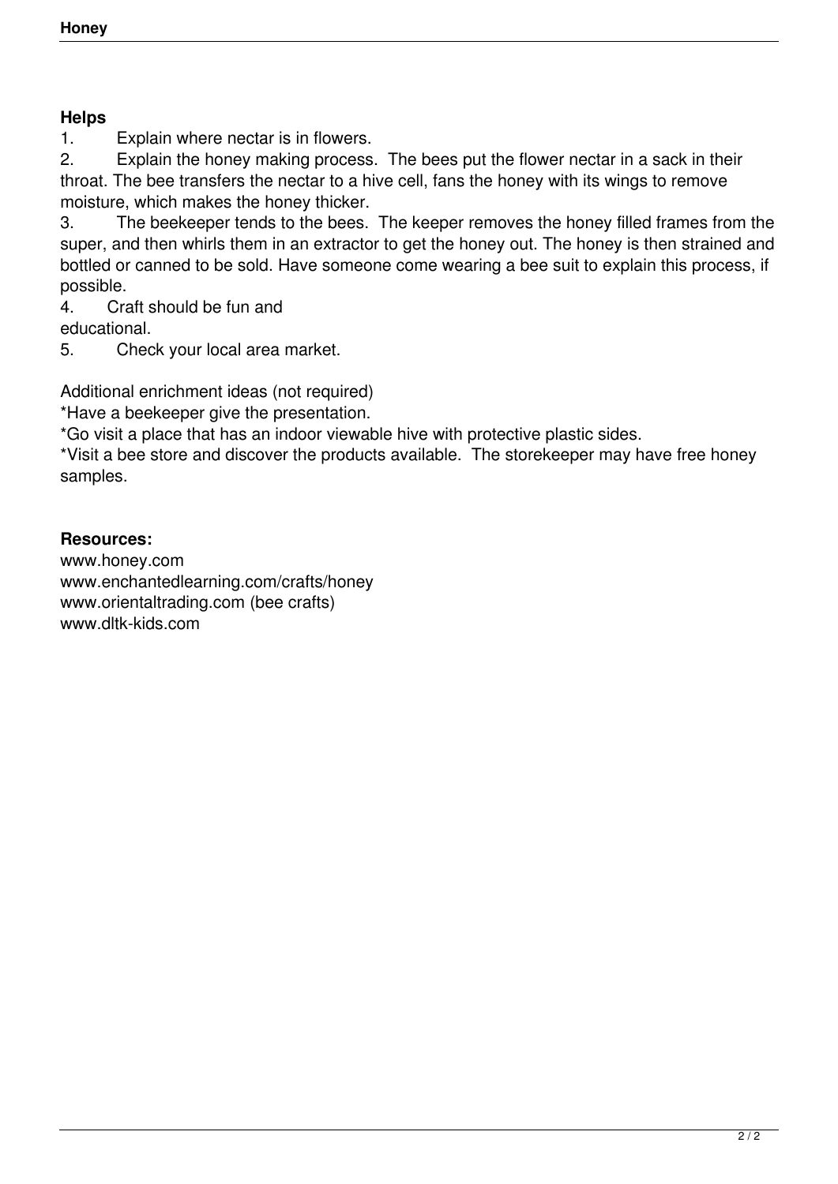**Helps**

1. Explain where nectar is in flowers.
2. Explain the honey making process. The bees put the flower nectar in a sack in their throat. The bee transfers the nectar to a hive cell, fans the honey with its wings to remove moisture, which makes the honey thicker.
3. The beekeeper tends to the bees. The keeper removes the honey filled frames from the super, and then whirls them in an extractor to get the honey out. The honey is then strained and bottled or canned to be sold. Have someone come wearing a bee suit to explain this process, if possible.
4. Craft should be fun and educational.
5. Check your local area market.

Additional enrichment ideas (not required)

*Have a beekeeper give the presentation.

*Go visit a place that has an indoor viewable hive with protective plastic sides.

*Visit a bee store and discover the products available. The storekeeper may have free honey samples.

**Resources:**

www.honey.com
www.enchantedlearning.com/crafts/honey
www.orientaltrading.com (bee crafts)
www.dltk-kids.com